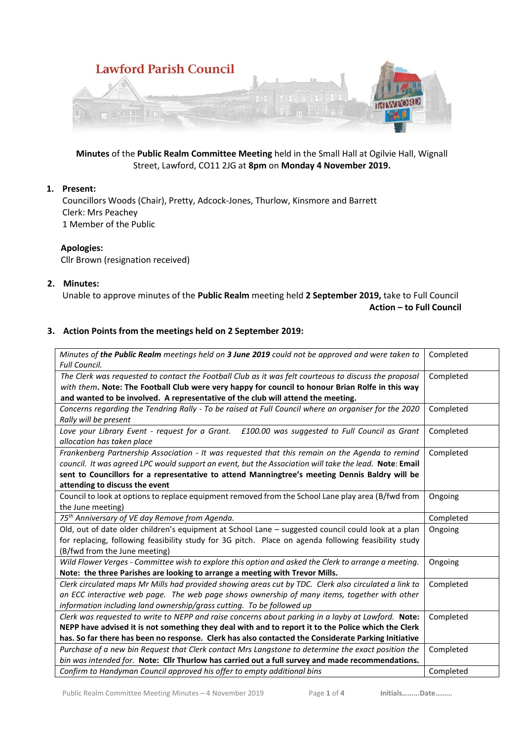# Lawford Parish Council

**Minutes** of the **Public Realm Committee Meeting** held in the Small Hall at Ogilvie Hall, Wignall Street, Lawford, CO11 2JG at **8pm** on **Monday 4 November 2019.**

1. **Present:**
   Councillors Woods (Chair), Pretty, Adcock-Jones, Thurlow, Kinsmore and Barrett
   Clerk: Mrs Peachey
   1 Member of the Public

   **Apologies:**
   Cllr Brown (resignation received)

2. **Minutes:**
   Unable to approve minutes of the **Public Realm** meeting held **2 September 2019,** take to Full Council
   **Action – to Full Council**

3. **Action Points from the meetings held on 2 September 2019:**

| | |
|---|---|
| *Minutes of **the Public Realm** meetings held on **3 June 2019** could not be approved and were taken to Full Council.* | Completed |
| *The Clerk was requested to contact the Football Club as it was felt courteous to discuss the proposal with them*. **Note: The Football Club were very happy for council to honour Brian Rolfe in this way and wanted to be involved. A representative of the club will attend the meeting.** | Completed |
| *Concerns regarding the Tendring Rally - To be raised at Full Council where an organiser for the 2020 Rally will be present* | Completed |
| *Love your Library Event - request for a Grant. £100.00 was suggested to Full Council as Grant allocation has taken place* | Completed |
| *Frankenberg Partnership Association - It was requested that this remain on the Agenda to remind council. It was agreed LPC would support an event, but the Association will take the lead.* **Note: Email sent to Councillors for a representative to attend Manningtree's meeting Dennis Baldry will be attending to discuss the event** | Completed |
| Council to look at options to replace equipment removed from the School Lane play area (B/fwd from the June meeting) | Ongoing |
| *75th Anniversary of VE day Remove from Agenda.* | Completed |
| Old, out of date older children's equipment at School Lane – suggested council could look at a plan for replacing, following feasibility study for 3G pitch. Place on agenda following feasibility study (B/fwd from the June meeting) | Ongoing |
| *Wild Flower Verges - Committee wish to explore this option and asked the Clerk to arrange a meeting.* **Note: the three Parishes are looking to arrange a meeting with Trevor Mills.** | Ongoing |
| *Clerk circulated maps Mr Mills had provided showing areas cut by TDC. Clerk also circulated a link to an ECC interactive web page. The web page shows ownership of many items, together with other information including land ownership/grass cutting. To be followed up* | Completed |
| *Clerk was requested to write to NEPP and raise concerns about parking in a layby at Lawford.* **Note: NEPP have advised it is not something they deal with and to report it to the Police which the Clerk has. So far there has been no response. Clerk has also contacted the Considerate Parking Initiative** | Completed |
| *Purchase of a new bin Request that Clerk contact Mrs Langstone to determine the exact position the bin was intended for.* **Note: Cllr Thurlow has carried out a full survey and made recommendations.** | Completed |
| *Confirm to Handyman Council approved his offer to empty additional bins* | Completed |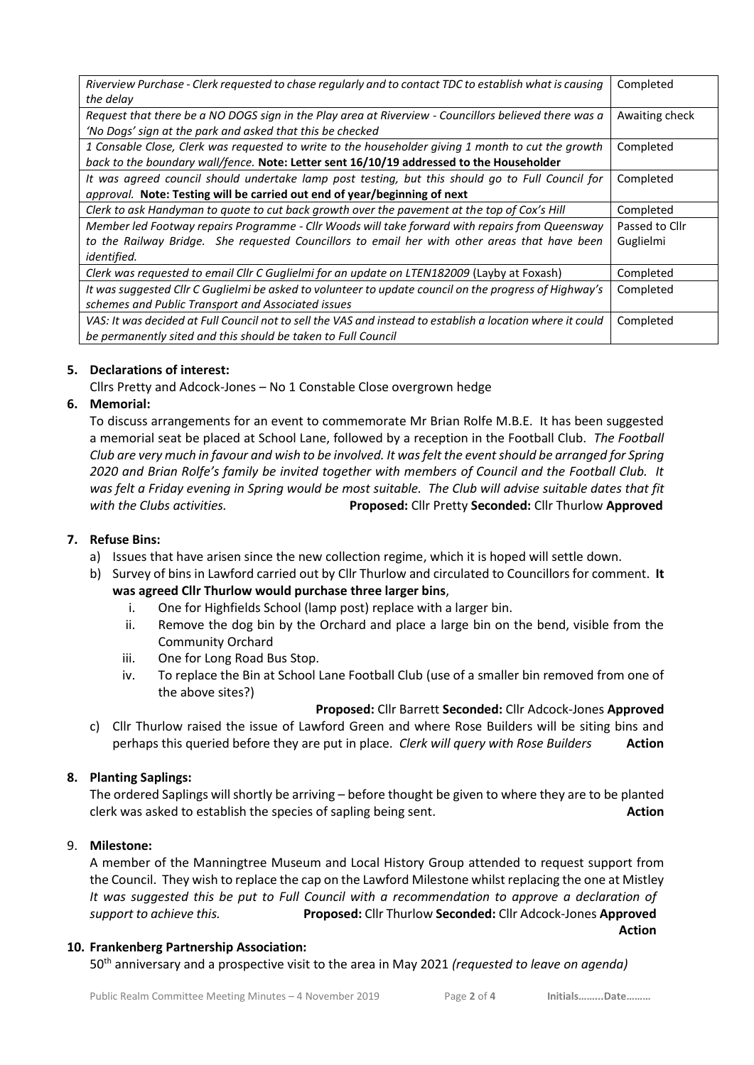| | |
|---|---|
| *Riverview Purchase - Clerk requested to chase regularly and to contact TDC to establish what is causing the delay* | Completed |
| *Request that there be a NO DOGS sign in the Play area at Riverview - Councillors believed there was a 'No Dogs' sign at the park and asked that this be checked* | Awaiting check |
| *1 Consable Close, Clerk was requested to write to the householder giving 1 month to cut the growth back to the boundary wall/fence.* **Note: Letter sent 16/10/19 addressed to the Householder** | Completed |
| *It was agreed council should undertake lamp post testing, but this should go to Full Council for approval.* **Note: Testing will be carried out end of year/beginning of next** | Completed |
| *Clerk to ask Handyman to quote to cut back growth over the pavement at the top of Cox's Hill* | Completed |
| *Member led Footway repairs Programme - Cllr Woods will take forward with repairs from Queensway to the Railway Bridge. She requested Councillors to email her with other areas that have been identified.* | Passed to Cllr Guglielmi |
| *Clerk was requested to email Cllr C Guglielmi for an update on LTEN182009* (Layby at Foxash) | Completed |
| *It was suggested Cllr C Guglielmi be asked to volunteer to update council on the progress of Highway's schemes and Public Transport and Associated issues* | Completed |
| *VAS: It was decided at Full Council not to sell the VAS and instead to establish a location where it could be permanently sited and this should be taken to Full Council* | Completed |

**5. Declarations of interest:**

Cllrs Pretty and Adcock-Jones – No 1 Constable Close overgrown hedge

**6. Memorial:**

To discuss arrangements for an event to commemorate Mr Brian Rolfe M.B.E. It has been suggested a memorial seat be placed at School Lane, followed by a reception in the Football Club. *The Football Club are very much in favour and wish to be involved. It was felt the event should be arranged for Spring 2020 and Brian Rolfe's family be invited together with members of Council and the Football Club. It was felt a Friday evening in Spring would be most suitable. The Club will advise suitable dates that fit with the Clubs activities.* **Proposed:** Cllr Pretty **Seconded:** Cllr Thurlow **Approved**

**7. Refuse Bins:**

a) Issues that have arisen since the new collection regime, which it is hoped will settle down.

b) Survey of bins in Lawford carried out by Cllr Thurlow and circulated to Councillors for comment. **It was agreed Cllr Thurlow would purchase three larger bins**,

   i. One for Highfields School (lamp post) replace with a larger bin.
   ii. Remove the dog bin by the Orchard and place a large bin on the bend, visible from the Community Orchard
   iii. One for Long Road Bus Stop.
   iv. To replace the Bin at School Lane Football Club (use of a smaller bin removed from one of the above sites?)

**Proposed:** Cllr Barrett **Seconded:** Cllr Adcock-Jones **Approved**

c) Cllr Thurlow raised the issue of Lawford Green and where Rose Builders will be siting bins and perhaps this queried before they are put in place. *Clerk will query with Rose Builders* **Action**

**8. Planting Saplings:**

The ordered Saplings will shortly be arriving – before thought be given to where they are to be planted clerk was asked to establish the species of sapling being sent. **Action**

9. **Milestone:**

A member of the Manningtree Museum and Local History Group attended to request support from the Council. They wish to replace the cap on the Lawford Milestone whilst replacing the one at Mistley *It was suggested this be put to Full Council with a recommendation to approve a declaration of support to achieve this.* **Proposed:** Cllr Thurlow **Seconded:** Cllr Adcock-Jones **Approved**

**Action**

**10. Frankenberg Partnership Association:**

50th anniversary and a prospective visit to the area in May 2021 *(requested to leave on agenda)*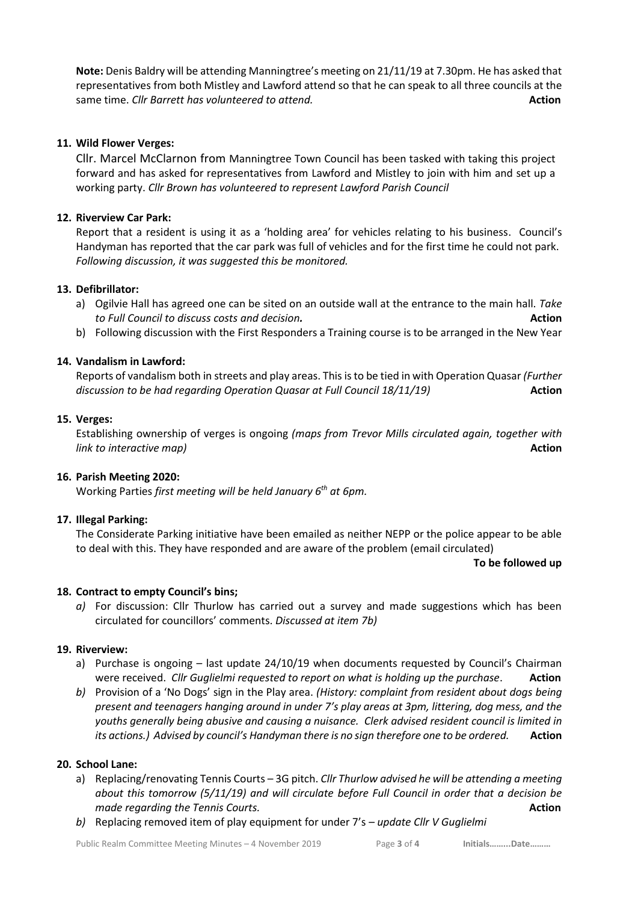**Note:** Denis Baldry will be attending Manningtree's meeting on 21/11/19 at 7.30pm. He has asked that representatives from both Mistley and Lawford attend so that he can speak to all three councils at the same time. *Cllr Barrett has volunteered to attend.* **Action**

**11. Wild Flower Verges:**

Cllr. Marcel McClarnon from Manningtree Town Council has been tasked with taking this project forward and has asked for representatives from Lawford and Mistley to join with him and set up a working party. *Cllr Brown has volunteered to represent Lawford Parish Council*

**12. Riverview Car Park:**

Report that a resident is using it as a 'holding area' for vehicles relating to his business. Council's Handyman has reported that the car park was full of vehicles and for the first time he could not park. *Following discussion, it was suggested this be monitored.*

**13. Defibrillator:**

a) Ogilvie Hall has agreed one can be sited on an outside wall at the entrance to the main hall. *Take to Full Council to discuss costs and decision.* **Action**

b) Following discussion with the First Responders a Training course is to be arranged in the New Year

**14. Vandalism in Lawford:**

Reports of vandalism both in streets and play areas. This is to be tied in with Operation Quasar *(Further discussion to be had regarding Operation Quasar at Full Council 18/11/19)* **Action**

**15. Verges:**

Establishing ownership of verges is ongoing *(maps from Trevor Mills circulated again, together with link to interactive map)* **Action**

**16. Parish Meeting 2020:**

Working Parties *first meeting will be held January 6th at 6pm.*

**17. Illegal Parking:**

The Considerate Parking initiative have been emailed as neither NEPP or the police appear to be able to deal with this. They have responded and are aware of the problem (email circulated)

**To be followed up**

**18. Contract to empty Council's bins;**

*a)* For discussion: Cllr Thurlow has carried out a survey and made suggestions which has been circulated for councillors' comments. *Discussed at item 7b)*

**19. Riverview:**

a) Purchase is ongoing – last update 24/10/19 when documents requested by Council's Chairman were received. *Cllr Guglielmi requested to report on what is holding up the purchase*. **Action**

*b)* Provision of a 'No Dogs' sign in the Play area. *(History: complaint from resident about dogs being present and teenagers hanging around in under 7's play areas at 3pm, littering, dog mess, and the youths generally being abusive and causing a nuisance. Clerk advised resident council is limited in its actions.) Advised by council's Handyman there is no sign therefore one to be ordered.* **Action**

**20. School Lane:**

a) Replacing/renovating Tennis Courts – 3G pitch. *Cllr Thurlow advised he will be attending a meeting about this tomorrow (5/11/19) and will circulate before Full Council in order that a decision be made regarding the Tennis Courts.* **Action**

*b)* Replacing removed item of play equipment for under 7's – *update Cllr V Guglielmi*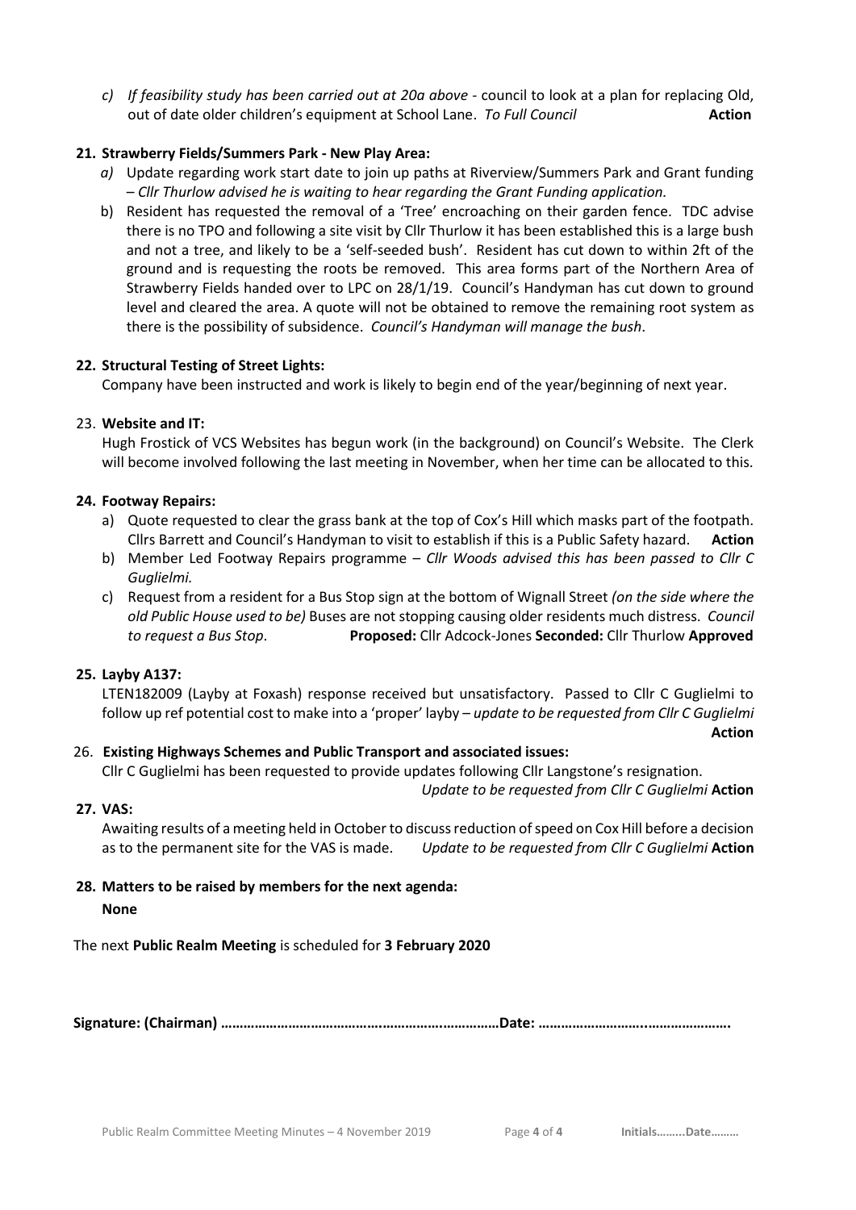c) *If feasibility study has been carried out at 20a above* - council to look at a plan for replacing Old, out of date older children's equipment at School Lane. *To Full Council* **Action**

**21. Strawberry Fields/Summers Park - New Play Area:**

*a)* Update regarding work start date to join up paths at Riverview/Summers Park and Grant funding – *Cllr Thurlow advised he is waiting to hear regarding the Grant Funding application.*

b) Resident has requested the removal of a 'Tree' encroaching on their garden fence. TDC advise there is no TPO and following a site visit by Cllr Thurlow it has been established this is a large bush and not a tree, and likely to be a 'self-seeded bush'. Resident has cut down to within 2ft of the ground and is requesting the roots be removed. This area forms part of the Northern Area of Strawberry Fields handed over to LPC on 28/1/19. Council's Handyman has cut down to ground level and cleared the area. A quote will not be obtained to remove the remaining root system as there is the possibility of subsidence. *Council's Handyman will manage the bush*.

**22. Structural Testing of Street Lights:**

Company have been instructed and work is likely to begin end of the year/beginning of next year.

23. **Website and IT:**

Hugh Frostick of VCS Websites has begun work (in the background) on Council's Website. The Clerk will become involved following the last meeting in November, when her time can be allocated to this.

**24. Footway Repairs:**

a) Quote requested to clear the grass bank at the top of Cox's Hill which masks part of the footpath. Cllrs Barrett and Council's Handyman to visit to establish if this is a Public Safety hazard. **Action**

b) Member Led Footway Repairs programme – *Cllr Woods advised this has been passed to Cllr C Guglielmi.*

c) Request from a resident for a Bus Stop sign at the bottom of Wignall Street *(on the side where the old Public House used to be)* Buses are not stopping causing older residents much distress. *Council to request a Bus Stop*. **Proposed:** Cllr Adcock-Jones **Seconded:** Cllr Thurlow **Approved**

**25. Layby A137:**

LTEN182009 (Layby at Foxash) response received but unsatisfactory. Passed to Cllr C Guglielmi to follow up ref potential cost to make into a 'proper' layby – *update to be requested from Cllr C Guglielmi* **Action**

26. **Existing Highways Schemes and Public Transport and associated issues:**

Cllr C Guglielmi has been requested to provide updates following Cllr Langstone's resignation. *Update to be requested from Cllr C Guglielmi* **Action**

**27. VAS:**

Awaiting results of a meeting held in October to discuss reduction of speed on Cox Hill before a decision as to the permanent site for the VAS is made. *Update to be requested from Cllr C Guglielmi* **Action**

**28. Matters to be raised by members for the next agenda:**

**None**

The next **Public Realm Meeting** is scheduled for **3 February 2020**

**Signature: (Chairman) ……………………………………………………………………Date: …………………………………………….**